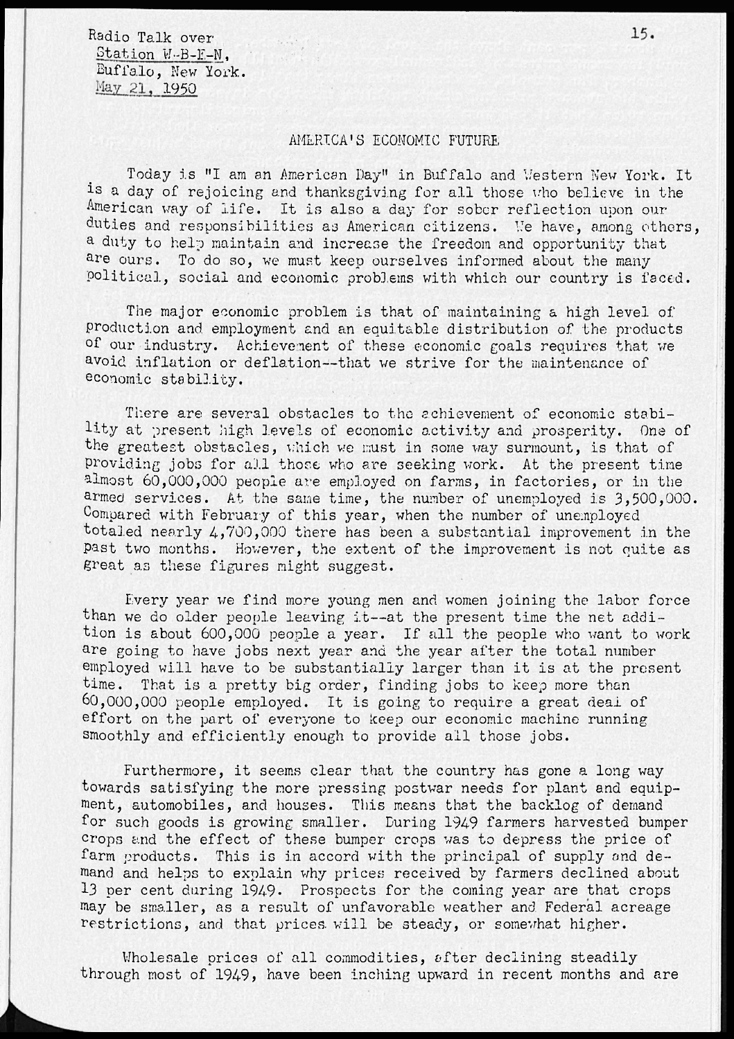Radio Talk over
Station W-B-E-N,
Buffalo, New York.
May 21, 1950

# AMERICA'S ECONOMIC FUTURE

Today is "I am an American Day" in Buffalo and Western New York. It is a day of rejoicing and thanksgiving for all those who believe in the American way of life. It is also a day for sober reflection upon our duties and responsibilities as American citizens. We have, among others, a duty to help maintain and increase the freedom and opportunity that are ours. To do so, we must keep ourselves informed about the many political, social and economic problems with which our country is faced.

The major economic problem is that of maintaining a high level of production and employment and an equitable distribution of the products of our industry. Achievement of these economic goals requires that we avoid inflation or deflation--that we strive for the maintenance of economic stability.

There are several obstacles to the achievement of economic stability at present high levels of economic activity and prosperity. One of the greatest obstacles, which we must in some way surmount, is that of providing jobs for all those who are seeking work. At the present time almost 60,000,000 people are employed on farms, in factories, or in the armed services. At the same time, the number of unemployed is 3,500,000. Compared with February of this year, when the number of unemployed totaled nearly 4,700,000 there has been a substantial improvement in the past two months. However, the extent of the improvement is not quite as great as these figures might suggest.

Every year we find more young men and women joining the labor force than we do older people leaving it--at the present time the net addition is about 600,000 people a year. If all the people who want to work are going to have jobs next year and the year after the total number employed will have to be substantially larger than it is at the present time. That is a pretty big order, finding jobs to keep more than 60,000,000 people employed. It is going to require a great deal of effort on the part of everyone to keep our economic machine running smoothly and efficiently enough to provide all those jobs.

Furthermore, it seems clear that the country has gone a long way towards satisfying the more pressing postwar needs for plant and equipment, automobiles, and houses. This means that the backlog of demand for such goods is growing smaller. During 1949 farmers harvested bumper crops and the effect of these bumper crops was to depress the price of farm products. This is in accord with the principal of supply and demand and helps to explain why prices received by farmers declined about 13 per cent during 1949. Prospects for the coming year are that crops may be smaller, as a result of unfavorable weather and Federal acreage restrictions, and that prices will be steady, or somewhat higher.

Wholesale prices of all commodities, after declining steadily through most of 1949, have been inching upward in recent months and are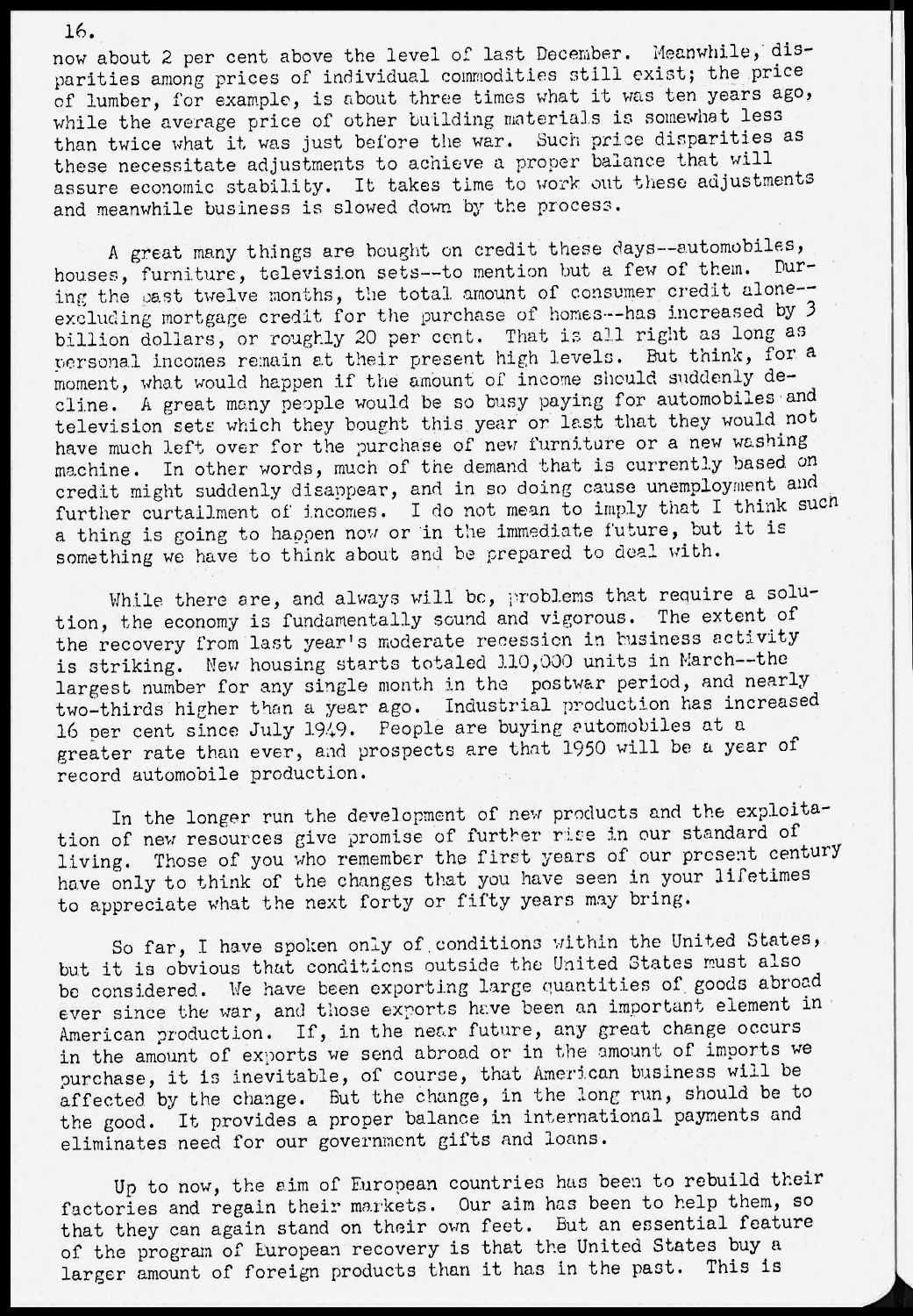now about 2 per cent above the level of last December. Meanwhile, disparities among prices of individual commodities still exist; the price of lumber, for example, is about three times what it was ten years ago, while the average price of other building materials is somewhat less than twice what it was just before the war. Such price disparities as these necessitate adjustments to achieve a proper balance that will assure economic stability. It takes time to work out these adjustments and meanwhile business is slowed down by the process.

A great many things are bought on credit these days--automobiles, houses, furniture, television sets--to mention but a few of them. During the past twelve months, the total amount of consumer credit alone--excluding mortgage credit for the purchase of homes--has increased by 3 billion dollars, or roughly 20 per cent. That is all right as long as personal incomes remain at their present high levels. But think, for a moment, what would happen if the amount of income should suddenly decline. A great many people would be so busy paying for automobiles and television sets which they bought this year or last that they would not have much left over for the purchase of new furniture or a new washing machine. In other words, much of the demand that is currently based on credit might suddenly disappear, and in so doing cause unemployment and further curtailment of incomes. I do not mean to imply that I think such a thing is going to happen now or in the immediate future, but it is something we have to think about and be prepared to deal with.

While there are, and always will be, problems that require a solution, the economy is fundamentally sound and vigorous. The extent of the recovery from last year's moderate recession in business activity is striking. New housing starts totaled 110,000 units in March--the largest number for any single month in the postwar period, and nearly two-thirds higher than a year ago. Industrial production has increased 16 per cent since July 1949. People are buying automobiles at a greater rate than ever, and prospects are that 1950 will be a year of record automobile production.

In the longer run the development of new products and the exploitation of new resources give promise of further rise in our standard of living. Those of you who remember the first years of our present century have only to think of the changes that you have seen in your lifetimes to appreciate what the next forty or fifty years may bring.

So far, I have spoken only of conditions within the United States, but it is obvious that conditions outside the United States must also be considered. We have been exporting large quantities of goods abroad ever since the war, and those exports have been an important element in American production. If, in the near future, any great change occurs in the amount of exports we send abroad or in the amount of imports we purchase, it is inevitable, of course, that American business will be affected by the change. But the change, in the long run, should be to the good. It provides a proper balance in international payments and eliminates need for our government gifts and loans.

Up to now, the aim of European countries has been to rebuild their factories and regain their markets. Our aim has been to help them, so that they can again stand on their own feet. But an essential feature of the program of European recovery is that the United States buy a larger amount of foreign products than it has in the past. This is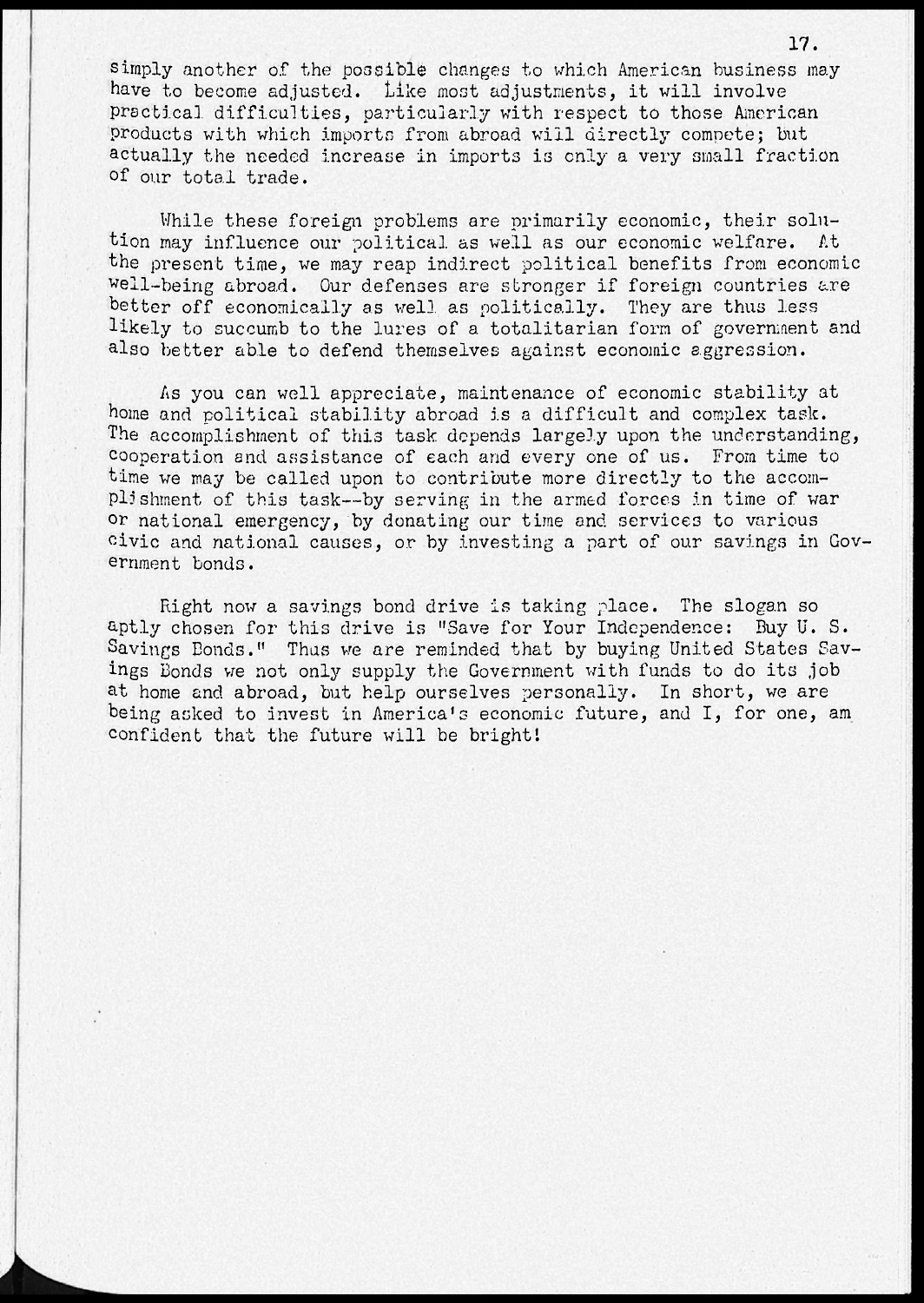simply another of the possible changes to which American business may have to become adjusted. Like most adjustments, it will involve practical difficulties, particularly with respect to those American products with which imports from abroad will directly compete; but actually the needed increase in imports is only a very small fraction of our total trade.

While these foreign problems are primarily economic, their solution may influence our political as well as our economic welfare. At the present time, we may reap indirect political benefits from economic well-being abroad. Our defenses are stronger if foreign countries are better off economically as well as politically. They are thus less likely to succumb to the lures of a totalitarian form of government and also better able to defend themselves against economic aggression.

As you can well appreciate, maintenance of economic stability at home and political stability abroad is a difficult and complex task. The accomplishment of this task depends largely upon the understanding, cooperation and assistance of each and every one of us. From time to time we may be called upon to contribute more directly to the accomplishment of this task--by serving in the armed forces in time of war or national emergency, by donating our time and services to various civic and national causes, or by investing a part of our savings in Government bonds.

Right now a savings bond drive is taking place. The slogan so aptly chosen for this drive is "Save for Your Independence: Buy U. S. Savings Bonds." Thus we are reminded that by buying United States Savings Bonds we not only supply the Government with funds to do its job at home and abroad, but help ourselves personally. In short, we are being asked to invest in America's economic future, and I, for one, am confident that the future will be bright!